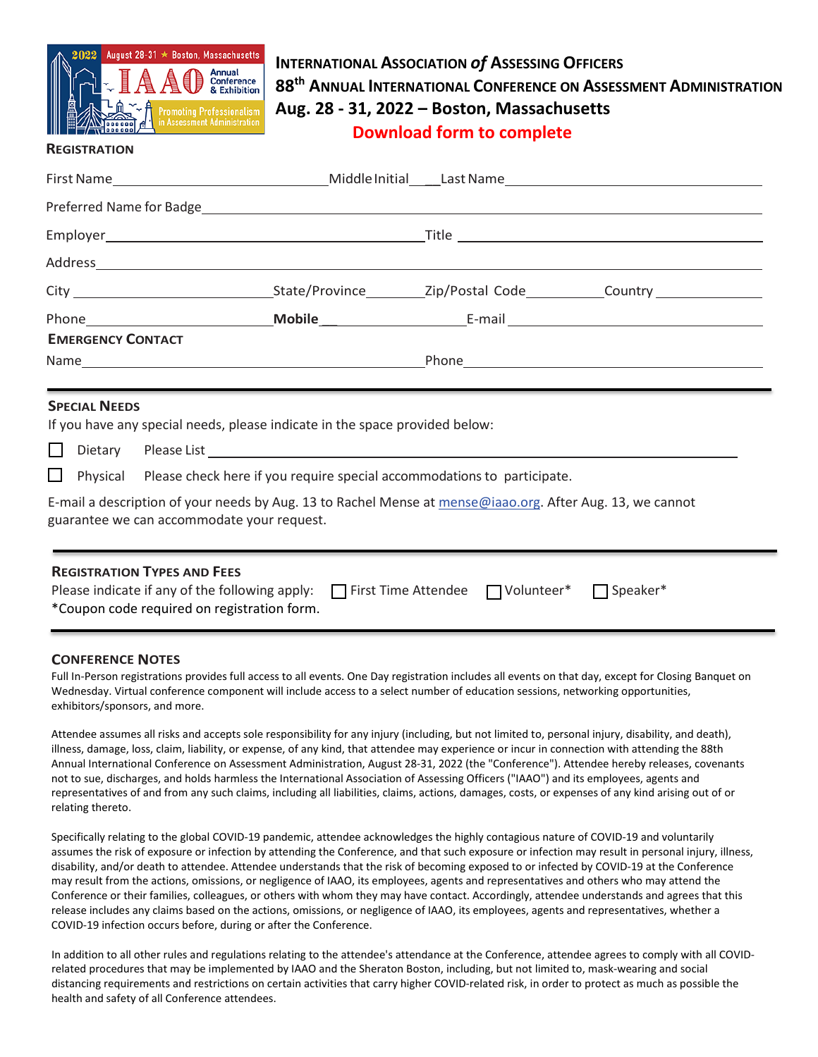# International Association *of* Assessing Officers

## 88th Annual International Conference on Assessment Administration

## Aug. 28 - 31, 2022 – Boston, Massachusetts

**Download form to complete**

### Registration

First Name ______________________ Middle Initial ___ Last Name ______________________

Preferred Name for Badge ______________________________________________

Employer ______________________ Title ______________________

Address ______________________________________________

City ______________ State/Province ________ Zip/Postal Code ________ Country ________

Phone ______________ **Mobile** ______________ E-mail ______________________

### Emergency Contact

Name ______________________ Phone ______________________

### Special Needs

If you have any special needs, please indicate in the space provided below:

☐ Dietary Please List ______________________________________________

☐ Physical Please check here if you require special accommodations to participate.

E-mail a description of your needs by Aug. 13 to Rachel Mense at mense@iaao.org. After Aug. 13, we cannot guarantee we can accommodate your request.

### Registration Types and Fees

Please indicate if any of the following apply: ☐ First Time Attendee ☐ Volunteer* ☐ Speaker*

*Coupon code required on registration form.

### Conference Notes

Full In-Person registrations provides full access to all events. One Day registration includes all events on that day, except for Closing Banquet on Wednesday. Virtual conference component will include access to a select number of education sessions, networking opportunities, exhibitors/sponsors, and more.

Attendee assumes all risks and accepts sole responsibility for any injury (including, but not limited to, personal injury, disability, and death), illness, damage, loss, claim, liability, or expense, of any kind, that attendee may experience or incur in connection with attending the 88th Annual International Conference on Assessment Administration, August 28-31, 2022 (the "Conference"). Attendee hereby releases, covenants not to sue, discharges, and holds harmless the International Association of Assessing Officers ("IAAO") and its employees, agents and representatives of and from any such claims, including all liabilities, claims, actions, damages, costs, or expenses of any kind arising out of or relating thereto.

Specifically relating to the global COVID-19 pandemic, attendee acknowledges the highly contagious nature of COVID-19 and voluntarily assumes the risk of exposure or infection by attending the Conference, and that such exposure or infection may result in personal injury, illness, disability, and/or death to attendee. Attendee understands that the risk of becoming exposed to or infected by COVID-19 at the Conference may result from the actions, omissions, or negligence of IAAO, its employees, agents and representatives and others who may attend the Conference or their families, colleagues, or others with whom they may have contact. Accordingly, attendee understands and agrees that this release includes any claims based on the actions, omissions, or negligence of IAAO, its employees, agents and representatives, whether a COVID-19 infection occurs before, during or after the Conference.

In addition to all other rules and regulations relating to the attendee's attendance at the Conference, attendee agrees to comply with all COVID-related procedures that may be implemented by IAAO and the Sheraton Boston, including, but not limited to, mask-wearing and social distancing requirements and restrictions on certain activities that carry higher COVID-related risk, in order to protect as much as possible the health and safety of all Conference attendees.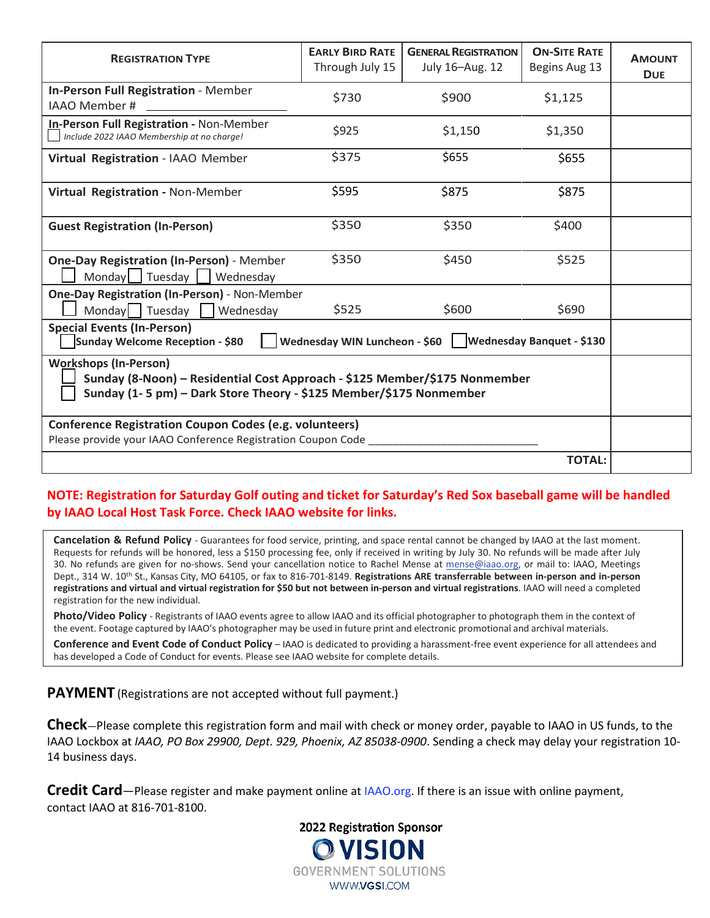| Registration Type | Early Bird Rate Through July 15 | General Registration July 16–Aug. 12 | On-Site Rate Begins Aug 13 | Amount Due |
|---|---|---|---|---|
| **In-Person Full Registration** - Member IAAO Member # ____________ | $730 | $900 | $1,125 | |
| **In-Person Full Registration** - Non-Member ☐ *Include 2022 IAAO Membership at no charge!* | $925 | $1,150 | $1,350 | |
| **Virtual Registration** - IAAO Member | $375 | $655 | $655 | |
| **Virtual Registration** - Non-Member | $595 | $875 | $875 | |
| **Guest Registration (In-Person)** | $350 | $350 | $400 | |
| **One-Day Registration (In-Person)** - Member ☐ Monday ☐ Tuesday ☐ Wednesday | $350 | $450 | $525 | |
| **One-Day Registration (In-Person)** - Non-Member ☐ Monday ☐ Tuesday ☐ Wednesday | $525 | $600 | $690 | |
| **Special Events (In-Person)** ☐ **Sunday Welcome Reception - $80** ☐ **Wednesday WIN Luncheon - $60** ☐ **Wednesday Banquet - $130** | | | | |
| **Workshops (In-Person)** ☐ **Sunday (8-Noon) – Residential Cost Approach - $125 Member/$175 Nonmember** ☐ **Sunday (1- 5 pm) – Dark Store Theory - $125 Member/$175 Nonmember** | | | | |
| **Conference Registration Coupon Codes (e.g. volunteers)** Please provide your IAAO Conference Registration Coupon Code ____________________________ | | | | |
| | | | **TOTAL:** | |

**NOTE: Registration for Saturday Golf outing and ticket for Saturday's Red Sox baseball game will be handled by IAAO Local Host Task Force. Check IAAO website for links.**

**Cancelation & Refund Policy** - Guarantees for food service, printing, and space rental cannot be changed by IAAO at the last moment. Requests for refunds will be honored, less a $150 processing fee, only if received in writing by July 30. No refunds are given for no-shows. Send your cancellation notice to Rachel Mense at mense@iaao.org, or mail to: IAAO, Meetings Dept., 314 W. 10th St., Kansas City, MO 64105, or fax to 816-701-8149. **Registrations ARE transferrable between in-person and in-person registrations and virtual and virtual registration for $50 but not between in-person and virtual registrations**. IAAO will need a completed registration for the new individual.

**Photo/Video Policy** - Registrants of IAAO events agree to allow IAAO and its official photographer to photograph them in the context of the event. Footage captured by IAAO's photographer may be used in future print and electronic promotional and archival materials.

**Conference and Event Code of Conduct Policy** – IAAO is dedicated to providing a harassment-free event experience for all attendees and has developed a Code of Conduct for events. Please see IAAO website for complete details.

**PAYMENT** (Registrations are not accepted without full payment.)

**Check**—Please complete this registration form and mail with check or money order, payable to IAAO in US funds, to the IAAO Lockbox at *IAAO, PO Box 29900, Dept. 929, Phoenix, AZ 85038-0900*. Sending a check may delay your registration 10-14 business days.

**Credit Card**—Please register and make payment online at IAAO.org. If there is an issue with online payment, contact IAAO at 816-701-8100.

**2022 Registration Sponsor**

VISION GOVERNMENT SOLUTIONS

WWW.VGSI.COM